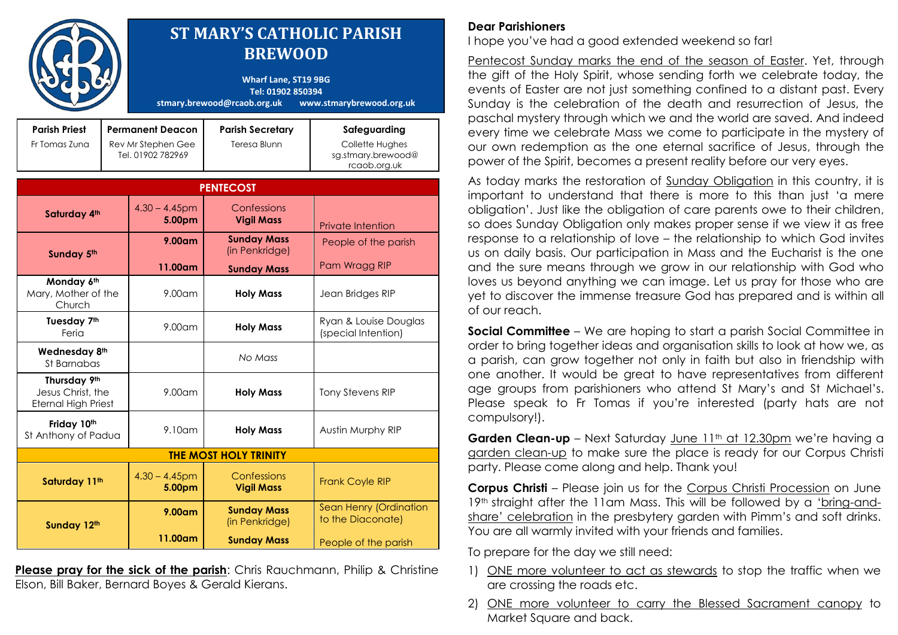# ST MARY'S CATHOLIC PARISH BREWOOD

**Wharf Lane, ST19 9BG**
**Tel: 01902 850394**
**stmary.brewood@rcaob.org.uk www.stmarybrewood.org.uk**

| Parish Priest | Permanent Deacon | Parish Secretary | Safeguarding |
|---|---|---|---|
| Fr Tomas Zuna | Rev Mr Stephen Gee Tel. 01902 782969 | Teresa Blunn | Collette Hughes sg.stmary.brewood@rcaob.org.uk |

| PENTECOST | | | |
|---|---|---|---|
| **Saturday 4th** | 4.30 – 4.45pm **5.00pm** | Confessions **Vigil Mass** | Private Intention |
| **Sunday 5th** | **9.00am** | **Sunday Mass** (in Penkridge) | People of the parish |
| | **11.00am** | **Sunday Mass** | Pam Wragg RIP |
| **Monday 6th** Mary, Mother of the Church | 9.00am | **Holy Mass** | Jean Bridges RIP |
| **Tuesday 7th** Feria | 9.00am | **Holy Mass** | Ryan & Louise Douglas (special Intention) |
| **Wednesday 8th** St Barnabas | | *No Mass* | |
| **Thursday 9th** Jesus Christ, the Eternal High Priest | 9.00am | **Holy Mass** | Tony Stevens RIP |
| **Friday 10th** St Anthony of Padua | 9.10am | **Holy Mass** | Austin Murphy RIP |
| **THE MOST HOLY TRINITY** | | | |
| **Saturday 11th** | 4.30 – 4.45pm **5.00pm** | Confessions **Vigil Mass** | Frank Coyle RIP |
| **Sunday 12th** | **9.00am** | **Sunday Mass** (in Penkridge) | Sean Henry (Ordination to the Diaconate) |
| | **11.00am** | **Sunday Mass** | People of the parish |

**Please pray for the sick of the parish**: Chris Rauchmann, Philip & Christine Elson, Bill Baker, Bernard Boyes & Gerald Kierans.

**Dear Parishioners**

I hope you've had a good extended weekend so far!

Pentecost Sunday marks the end of the season of Easter. Yet, through the gift of the Holy Spirit, whose sending forth we celebrate today, the events of Easter are not just something confined to a distant past. Every Sunday is the celebration of the death and resurrection of Jesus, the paschal mystery through which we and the world are saved. And indeed every time we celebrate Mass we come to participate in the mystery of our own redemption as the one eternal sacrifice of Jesus, through the power of the Spirit, becomes a present reality before our very eyes.

As today marks the restoration of Sunday Obligation in this country, it is important to understand that there is more to this than just 'a mere obligation'. Just like the obligation of care parents owe to their children, so does Sunday Obligation only makes proper sense if we view it as free response to a relationship of love – the relationship to which God invites us on daily basis. Our participation in Mass and the Eucharist is the one and the sure means through we grow in our relationship with God who loves us beyond anything we can image. Let us pray for those who are yet to discover the immense treasure God has prepared and is within all of our reach.

**Social Committee** – We are hoping to start a parish Social Committee in order to bring together ideas and organisation skills to look at how we, as a parish, can grow together not only in faith but also in friendship with one another. It would be great to have representatives from different age groups from parishioners who attend St Mary's and St Michael's. Please speak to Fr Tomas if you're interested (party hats are not compulsory!).

**Garden Clean-up** – Next Saturday June 11th at 12.30pm we're having a garden clean-up to make sure the place is ready for our Corpus Christi party. Please come along and help. Thank you!

**Corpus Christi** – Please join us for the Corpus Christi Procession on June 19th straight after the 11am Mass. This will be followed by a 'bring-and-share' celebration in the presbytery garden with Pimm's and soft drinks. You are all warmly invited with your friends and families.

To prepare for the day we still need:

1) ONE more volunteer to act as stewards to stop the traffic when we are crossing the roads etc.
2) ONE more volunteer to carry the Blessed Sacrament canopy to Market Square and back.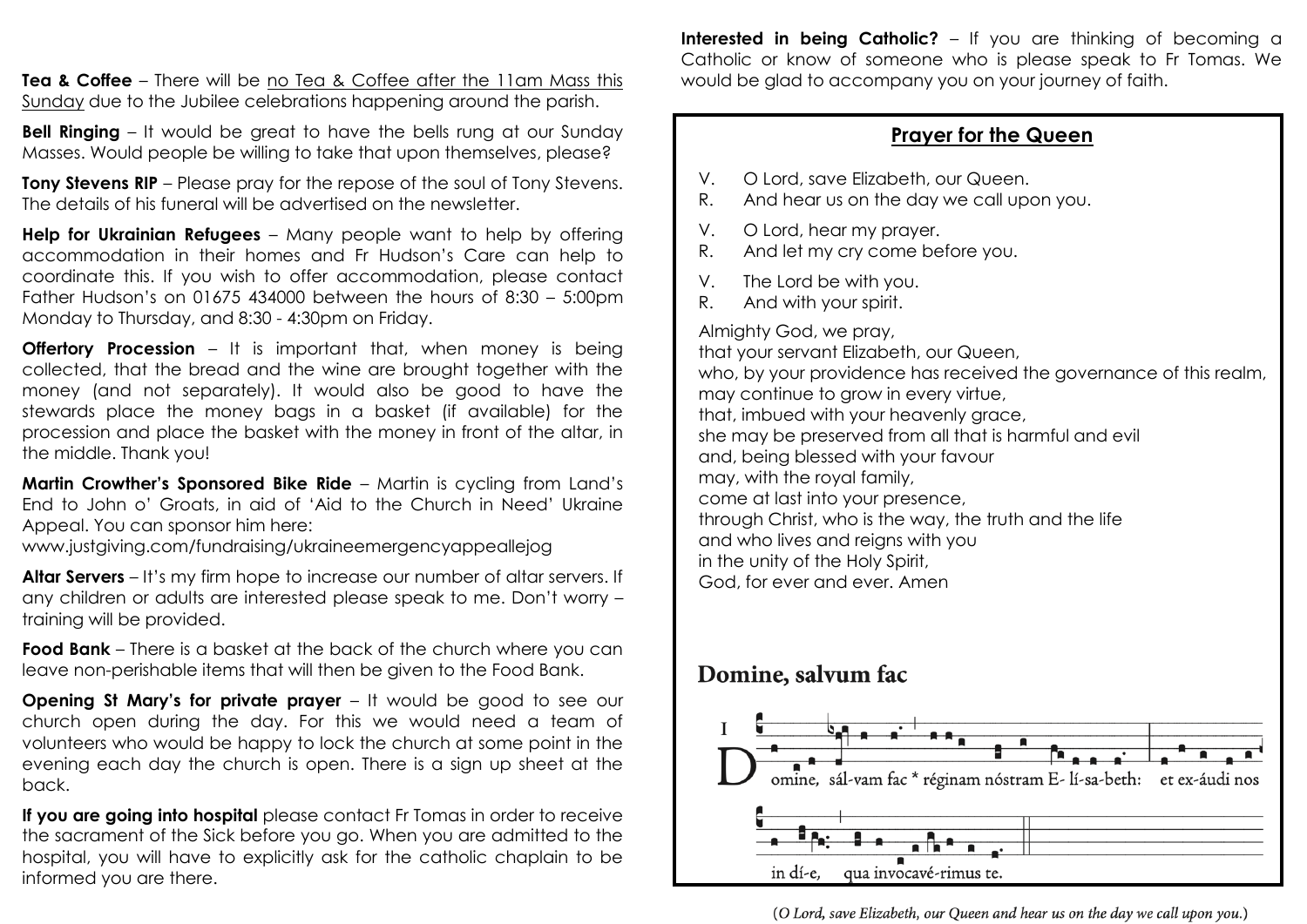**Tea & Coffee** – There will be no Tea & Coffee after the 11am Mass this Sunday due to the Jubilee celebrations happening around the parish.

**Bell Ringing** – It would be great to have the bells rung at our Sunday Masses. Would people be willing to take that upon themselves, please?

**Tony Stevens RIP** – Please pray for the repose of the soul of Tony Stevens. The details of his funeral will be advertised on the newsletter.

**Help for Ukrainian Refugees** – Many people want to help by offering accommodation in their homes and Fr Hudson's Care can help to coordinate this. If you wish to offer accommodation, please contact Father Hudson's on 01675 434000 between the hours of 8:30 – 5:00pm Monday to Thursday, and 8:30 - 4:30pm on Friday.

**Offertory Procession** – It is important that, when money is being collected, that the bread and the wine are brought together with the money (and not separately). It would also be good to have the stewards place the money bags in a basket (if available) for the procession and place the basket with the money in front of the altar, in the middle. Thank you!

**Martin Crowther's Sponsored Bike Ride** – Martin is cycling from Land's End to John o' Groats, in aid of 'Aid to the Church in Need' Ukraine Appeal. You can sponsor him here:
www.justgiving.com/fundraising/ukraineemergencyappeallejog

**Altar Servers** – It's my firm hope to increase our number of altar servers. If any children or adults are interested please speak to me. Don't worry – training will be provided.

**Food Bank** – There is a basket at the back of the church where you can leave non-perishable items that will then be given to the Food Bank.

**Opening St Mary's for private prayer** – It would be good to see our church open during the day. For this we would need a team of volunteers who would be happy to lock the church at some point in the evening each day the church is open. There is a sign up sheet at the back.

**If you are going into hospital** please contact Fr Tomas in order to receive the sacrament of the Sick before you go. When you are admitted to the hospital, you will have to explicitly ask for the catholic chaplain to be informed you are there.

**Interested in being Catholic?** – If you are thinking of becoming a Catholic or know of someone who is please speak to Fr Tomas. We would be glad to accompany you on your journey of faith.

## Prayer for the Queen

V. O Lord, save Elizabeth, our Queen.
R. And hear us on the day we call upon you.

V. O Lord, hear my prayer.
R. And let my cry come before you.

V. The Lord be with you.
R. And with your spirit.

Almighty God, we pray,
that your servant Elizabeth, our Queen,
who, by your providence has received the governance of this realm,
may continue to grow in every virtue,
that, imbued with your heavenly grace,
she may be preserved from all that is harmful and evil
and, being blessed with your favour
may, with the royal family,
come at last into your presence,
through Christ, who is the way, the truth and the life
and who lives and reigns with you
in the unity of the Holy Spirit,
God, for ever and ever. Amen

### Domine, salvum fac

I

Domine, sál-vam fac * réginam nóstram E- lí-sa-beth: et ex-áudi nos in dí-e, qua invocavé-rimus te.

*(O Lord, save Elizabeth, our Queen and hear us on the day we call upon you.)*